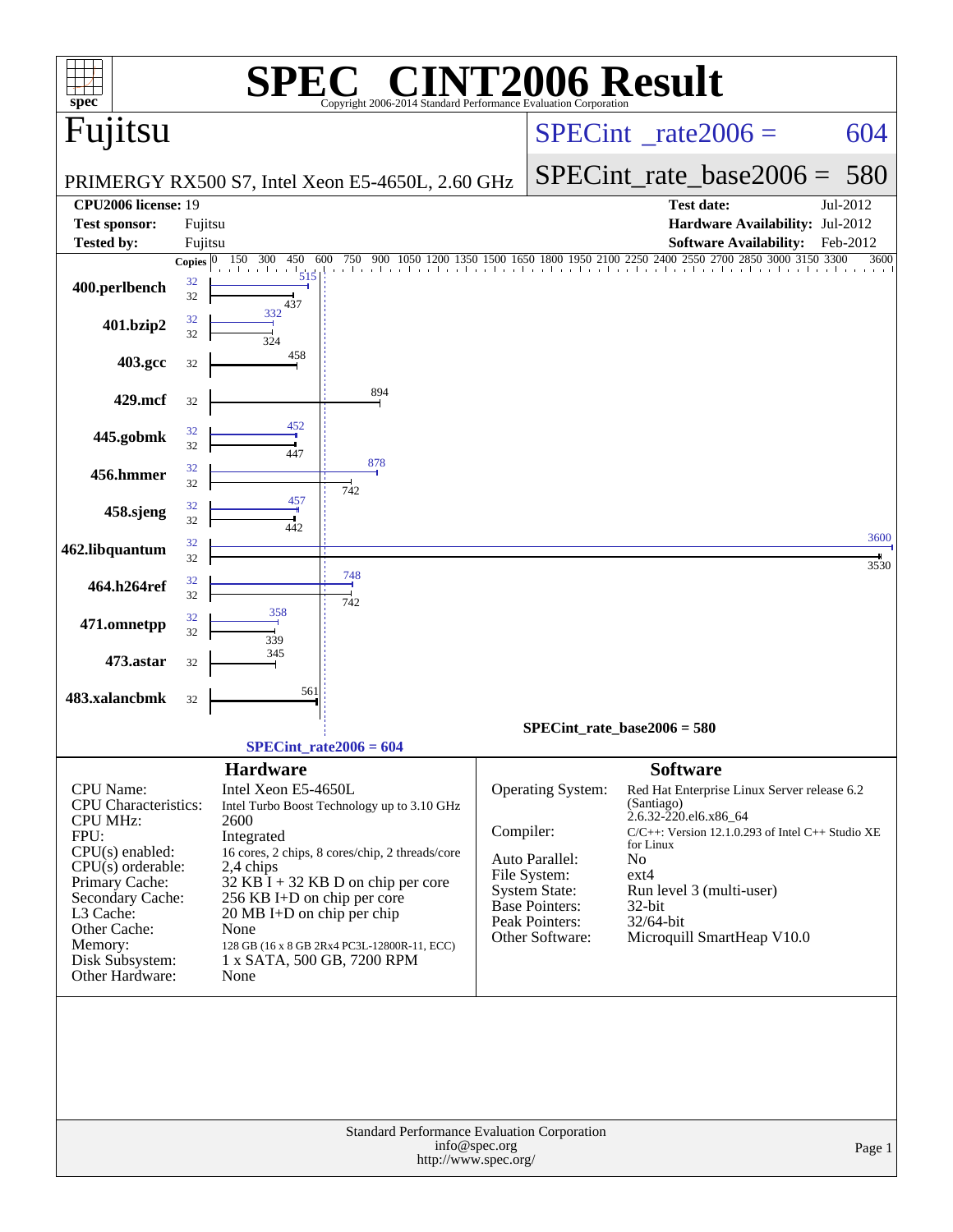# SPEC CINT2006 Result

Copyright 2006-2014 Standard Performance Evaluation Corporation

## Fujitsu

PRIMERGY RX500 S7, Intel Xeon E5-4650L, 2.60 GHz

SPECint_rate2006 = 604

SPECint_rate_base2006 = 580

| | | | |
|---|---|---|---|
| **CPU2006 license:** 19 | | **Test date:** | Jul-2012 |
| **Test sponsor:** | Fujitsu | **Hardware Availability:** | Jul-2012 |
| **Tested by:** | Fujitsu | **Software Availability:** | Feb-2012 |

| Benchmark | Copies (peak) | Peak | Copies (base) | Base |
|---|---|---|---|---|
| 400.perlbench | 32 | 515 | 32 | 437 |
| 401.bzip2 | 32 | 332 | 32 | 324 |
| 403.gcc | | | 32 | 458 |
| 429.mcf | | | 32 | 894 |
| 445.gobmk | 32 | 452 | 32 | 447 |
| 456.hmmer | 32 | 878 | 32 | 742 |
| 458.sjeng | 32 | 457 | 32 | 442 |
| 462.libquantum | 32 | 3600 | 32 | 3530 |
| 464.h264ref | 32 | 748 | 32 | 742 |
| 471.omnetpp | 32 | 358 | 32 | 339 |
| 473.astar | | | 32 | 345 |
| 483.xalancbmk | | | 32 | 561 |

SPECint_rate_base2006 = 580

SPECint_rate2006 = 604

## Hardware

| | |
|---|---|
| CPU Name: | Intel Xeon E5-4650L |
| CPU Characteristics: | Intel Turbo Boost Technology up to 3.10 GHz |
| CPU MHz: | 2600 |
| FPU: | Integrated |
| CPU(s) enabled: | 16 cores, 2 chips, 8 cores/chip, 2 threads/core |
| CPU(s) orderable: | 2,4 chips |
| Primary Cache: | 32 KB I + 32 KB D on chip per core |
| Secondary Cache: | 256 KB I+D on chip per core |
| L3 Cache: | 20 MB I+D on chip per chip |
| Other Cache: | None |
| Memory: | 128 GB (16 x 8 GB 2Rx4 PC3L-12800R-11, ECC) |
| Disk Subsystem: | 1 x SATA, 500 GB, 7200 RPM |
| Other Hardware: | None |

## Software

| | |
|---|---|
| Operating System: | Red Hat Enterprise Linux Server release 6.2 (Santiago) 2.6.32-220.el6.x86_64 |
| Compiler: | C/C++: Version 12.1.0.293 of Intel C++ Studio XE for Linux |
| Auto Parallel: | No |
| File System: | ext4 |
| System State: | Run level 3 (multi-user) |
| Base Pointers: | 32-bit |
| Peak Pointers: | 32/64-bit |
| Other Software: | Microquill SmartHeap V10.0 |

Standard Performance Evaluation Corporation
info@spec.org
http://www.spec.org/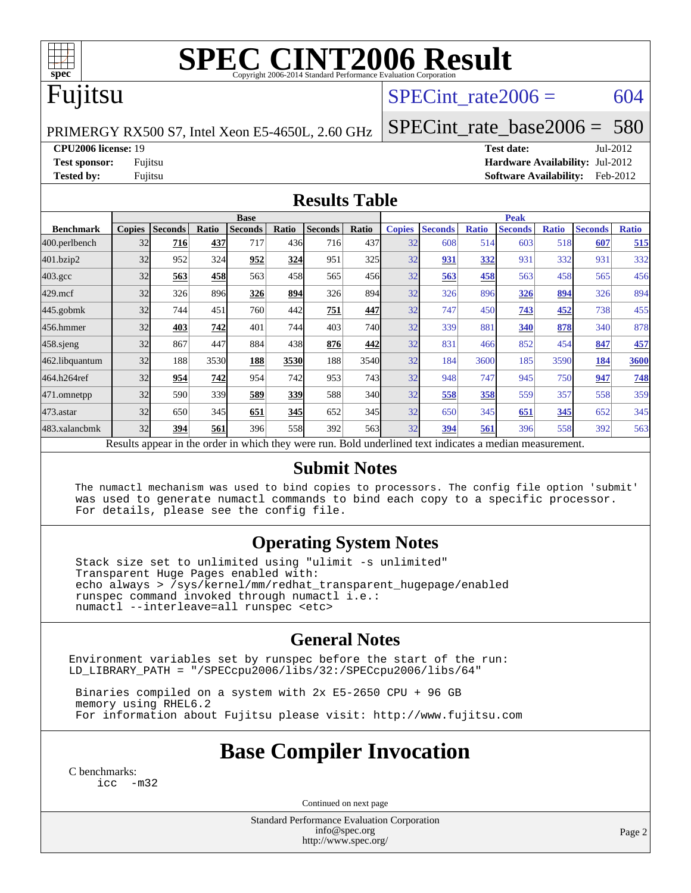# SPEC CINT2006 Result

Copyright 2006-2014 Standard Performance Evaluation Corporation

# Fujitsu

PRIMERGY RX500 S7, Intel Xeon E5-4650L, 2.60 GHz

SPECint_rate2006 = 604

SPECint_rate_base2006 = 580

**CPU2006 license:** 19
**Test sponsor:** Fujitsu
**Tested by:** Fujitsu

**Test date:** Jul-2012
**Hardware Availability:** Jul-2012
**Software Availability:** Feb-2012

## Results Table

| | Base | | | | | | | | Peak | | | | | | | |
|---|---|---|---|---|---|---|---|---|---|---|---|---|---|---|---|---|
| **Benchmark** | **Copies** | **Seconds** | **Ratio** | **Seconds** | **Ratio** | **Seconds** | **Ratio** | | **Copies** | **Seconds** | **Ratio** | **Seconds** | **Ratio** | **Seconds** | **Ratio** |
| 400.perlbench | 32 | **716** | **437** | 717 | 436 | 716 | 437 | | 32 | 608 | 514 | 603 | 518 | **607** | **515** |
| 401.bzip2 | 32 | 952 | 324 | **952** | **324** | 951 | 325 | | 32 | **931** | **332** | 931 | 332 | 931 | 332 |
| 403.gcc | 32 | **563** | **458** | 563 | 458 | 565 | 456 | | 32 | **563** | **458** | 563 | 458 | 565 | 456 |
| 429.mcf | 32 | 326 | 896 | **326** | **894** | 326 | 894 | | 32 | 326 | 896 | **326** | **894** | 326 | 894 |
| 445.gobmk | 32 | 744 | 451 | 760 | 442 | **751** | **447** | | 32 | 747 | 450 | **743** | **452** | 738 | 455 |
| 456.hmmer | 32 | **403** | **742** | 401 | 744 | 403 | 740 | | 32 | 339 | 881 | **340** | **878** | 340 | 878 |
| 458.sjeng | 32 | 867 | 447 | 884 | 438 | **876** | **442** | | 32 | 831 | 466 | 852 | 454 | **847** | **457** |
| 462.libquantum | 32 | 188 | 3530 | **188** | **3530** | 188 | 3540 | | 32 | 184 | 3600 | 185 | 3590 | **184** | **3600** |
| 464.h264ref | 32 | **954** | **742** | 954 | 742 | 953 | 743 | | 32 | 948 | 747 | 945 | 750 | **947** | **748** |
| 471.omnetpp | 32 | 590 | 339 | **589** | **339** | 588 | 340 | | 32 | **558** | **358** | 559 | 357 | 558 | 359 |
| 473.astar | 32 | 650 | 345 | **651** | **345** | 652 | 345 | | 32 | 650 | 345 | **651** | **345** | 652 | 345 |
| 483.xalancbmk | 32 | **394** | **561** | 396 | 558 | 392 | 563 | | 32 | **394** | **561** | 396 | 558 | 392 | 563 |

Results appear in the order in which they were run. Bold underlined text indicates a median measurement.

## Submit Notes

```
The numactl mechanism was used to bind copies to processors. The config file option 'submit'
was used to generate numactl commands to bind each copy to a specific processor.
For details, please see the config file.
```

## Operating System Notes

```
Stack size set to unlimited using "ulimit -s unlimited"
Transparent Huge Pages enabled with:
echo always > /sys/kernel/mm/redhat_transparent_hugepage/enabled
runspec command invoked through numactl i.e.:
numactl --interleave=all runspec <etc>
```

## General Notes

```
Environment variables set by runspec before the start of the run:
LD_LIBRARY_PATH = "/SPECcpu2006/libs/32:/SPECcpu2006/libs/64"

 Binaries compiled on a system with 2x E5-2650 CPU + 96 GB
 memory using RHEL6.2
 For information about Fujitsu please visit: http://www.fujitsu.com
```

## Base Compiler Invocation

C benchmarks:
```
icc  -m32
```

Continued on next page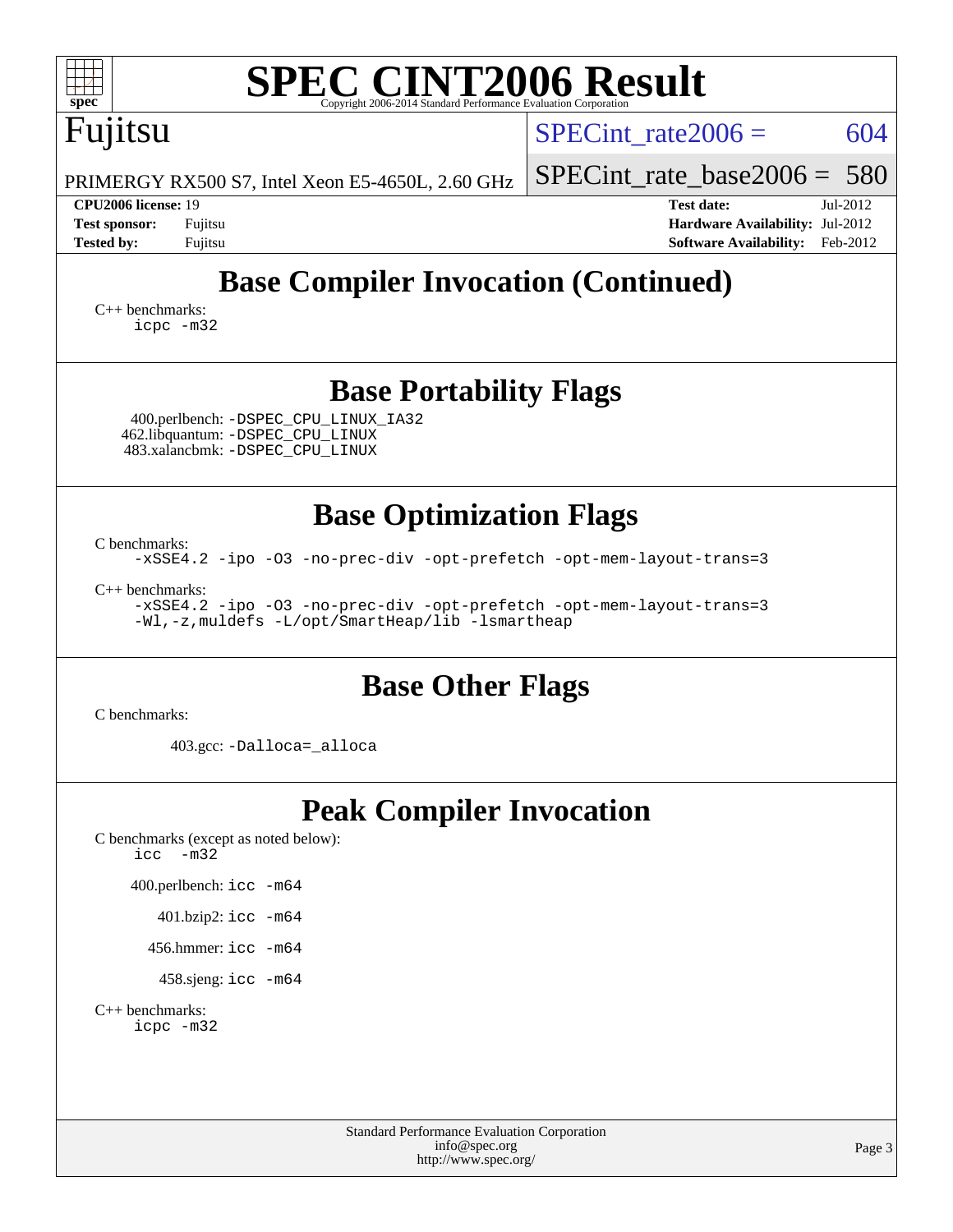# SPEC CINT2006 Result

Copyright 2006-2014 Standard Performance Evaluation Corporation

Fujitsu

PRIMERGY RX500 S7, Intel Xeon E5-4650L, 2.60 GHz

SPECint_rate2006 = 604

SPECint_rate_base2006 = 580

**CPU2006 license:** 19
**Test sponsor:** Fujitsu
**Tested by:** Fujitsu

**Test date:** Jul-2012
**Hardware Availability:** Jul-2012
**Software Availability:** Feb-2012

## Base Compiler Invocation (Continued)

C++ benchmarks:
```
icpc -m32
```

## Base Portability Flags

400.perlbench: `-DSPEC_CPU_LINUX_IA32`
462.libquantum: `-DSPEC_CPU_LINUX`
483.xalancbmk: `-DSPEC_CPU_LINUX`

## Base Optimization Flags

C benchmarks:
```
-xSSE4.2 -ipo -O3 -no-prec-div -opt-prefetch -opt-mem-layout-trans=3
```

C++ benchmarks:
```
-xSSE4.2 -ipo -O3 -no-prec-div -opt-prefetch -opt-mem-layout-trans=3
-Wl,-z,muldefs -L/opt/SmartHeap/lib -lsmartheap
```

## Base Other Flags

C benchmarks:

403.gcc: `-Dalloca=_alloca`

## Peak Compiler Invocation

C benchmarks (except as noted below):
```
icc  -m32
```

400.perlbench: `icc -m64`

401.bzip2: `icc -m64`

456.hmmer: `icc -m64`

458.sjeng: `icc -m64`

C++ benchmarks:
```
icpc -m32
```

Standard Performance Evaluation Corporation
info@spec.org
http://www.spec.org/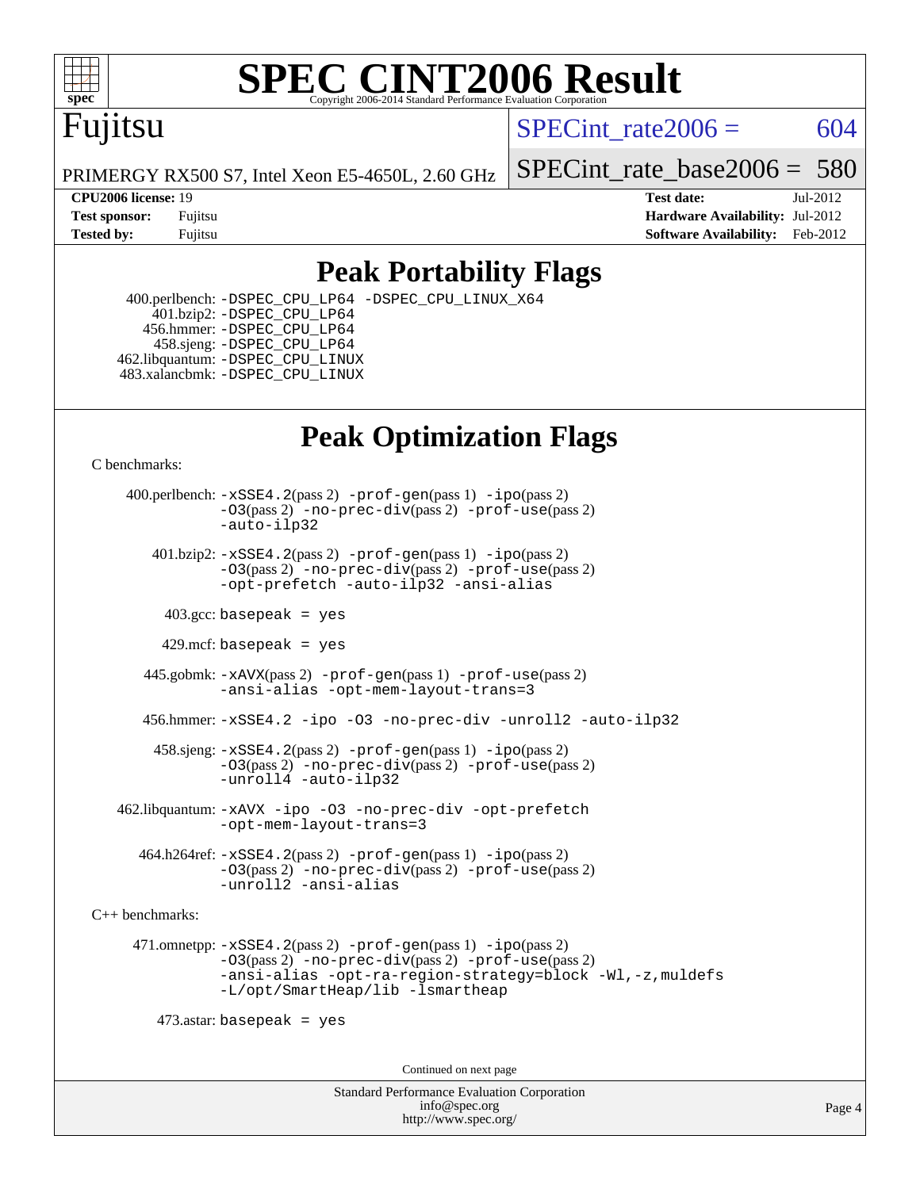# SPEC CINT2006 Result

Copyright 2006-2014 Standard Performance Evaluation Corporation

## Fujitsu

PRIMERGY RX500 S7, Intel Xeon E5-4650L, 2.60 GHz

SPECint_rate2006 = 604

SPECint_rate_base2006 = 580

| | | | |
|---|---|---|---|
| **CPU2006 license:** | 19 | **Test date:** | Jul-2012 |
| **Test sponsor:** | Fujitsu | **Hardware Availability:** | Jul-2012 |
| **Tested by:** | Fujitsu | **Software Availability:** | Feb-2012 |

## Peak Portability Flags

400.perlbench: -DSPEC_CPU_LP64 -DSPEC_CPU_LINUX_X64
401.bzip2: -DSPEC_CPU_LP64
456.hmmer: -DSPEC_CPU_LP64
458.sjeng: -DSPEC_CPU_LP64
462.libquantum: -DSPEC_CPU_LINUX
483.xalancbmk: -DSPEC_CPU_LINUX

## Peak Optimization Flags

C benchmarks:

400.perlbench: -xSSE4.2(pass 2) -prof-gen(pass 1) -ipo(pass 2) -O3(pass 2) -no-prec-div(pass 2) -prof-use(pass 2) -auto-ilp32

401.bzip2: -xSSE4.2(pass 2) -prof-gen(pass 1) -ipo(pass 2) -O3(pass 2) -no-prec-div(pass 2) -prof-use(pass 2) -opt-prefetch -auto-ilp32 -ansi-alias

403.gcc: basepeak = yes

429.mcf: basepeak = yes

445.gobmk: -xAVX(pass 2) -prof-gen(pass 1) -prof-use(pass 2) -ansi-alias -opt-mem-layout-trans=3

456.hmmer: -xSSE4.2 -ipo -O3 -no-prec-div -unroll2 -auto-ilp32

458.sjeng: -xSSE4.2(pass 2) -prof-gen(pass 1) -ipo(pass 2) -O3(pass 2) -no-prec-div(pass 2) -prof-use(pass 2) -unroll4 -auto-ilp32

462.libquantum: -xAVX -ipo -O3 -no-prec-div -opt-prefetch -opt-mem-layout-trans=3

464.h264ref: -xSSE4.2(pass 2) -prof-gen(pass 1) -ipo(pass 2) -O3(pass 2) -no-prec-div(pass 2) -prof-use(pass 2) -unroll2 -ansi-alias

C++ benchmarks:

471.omnetpp: -xSSE4.2(pass 2) -prof-gen(pass 1) -ipo(pass 2) -O3(pass 2) -no-prec-div(pass 2) -prof-use(pass 2) -ansi-alias -opt-ra-region-strategy=block -Wl,-z,muldefs -L/opt/SmartHeap/lib -lsmartheap

473.astar: basepeak = yes

Continued on next page

Standard Performance Evaluation Corporation
info@spec.org
http://www.spec.org/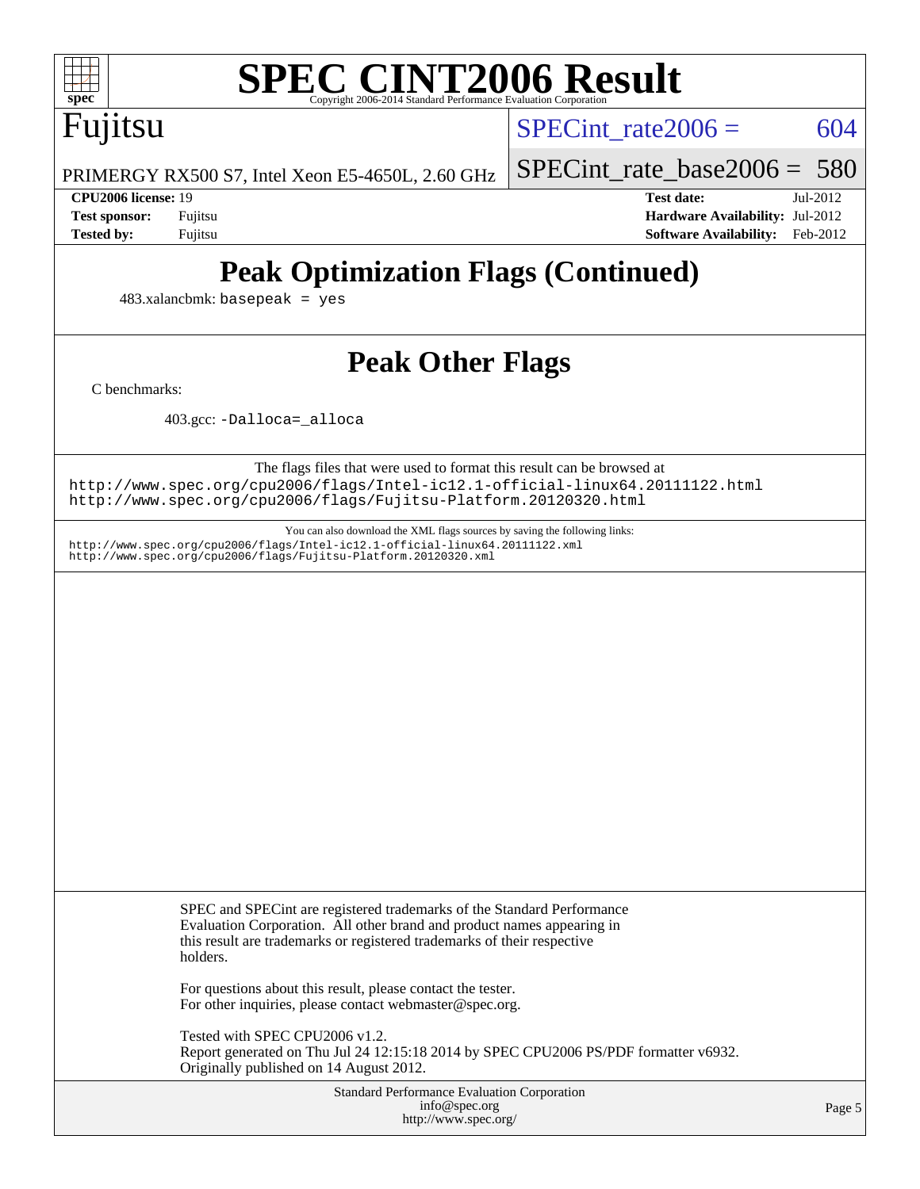# SPEC CINT2006 Result

Copyright 2006-2014 Standard Performance Evaluation Corporation

Fujitsu

PRIMERGY RX500 S7, Intel Xeon E5-4650L, 2.60 GHz

SPECint_rate2006 = 604

SPECint_rate_base2006 = 580

**CPU2006 license:** 19
**Test sponsor:** Fujitsu
**Tested by:** Fujitsu

**Test date:** Jul-2012
**Hardware Availability:** Jul-2012
**Software Availability:** Feb-2012

## Peak Optimization Flags (Continued)

483.xalancbmk: basepeak = yes

## Peak Other Flags

C benchmarks:

403.gcc: -Dalloca=_alloca

The flags files that were used to format this result can be browsed at
http://www.spec.org/cpu2006/flags/Intel-ic12.1-official-linux64.20111122.html
http://www.spec.org/cpu2006/flags/Fujitsu-Platform.20120320.html

You can also download the XML flags sources by saving the following links:
http://www.spec.org/cpu2006/flags/Intel-ic12.1-official-linux64.20111122.xml
http://www.spec.org/cpu2006/flags/Fujitsu-Platform.20120320.xml

SPEC and SPECint are registered trademarks of the Standard Performance Evaluation Corporation. All other brand and product names appearing in this result are trademarks or registered trademarks of their respective holders.

For questions about this result, please contact the tester.
For other inquiries, please contact webmaster@spec.org.

Tested with SPEC CPU2006 v1.2.
Report generated on Thu Jul 24 12:15:18 2014 by SPEC CPU2006 PS/PDF formatter v6932.
Originally published on 14 August 2012.

Standard Performance Evaluation Corporation
info@spec.org
http://www.spec.org/